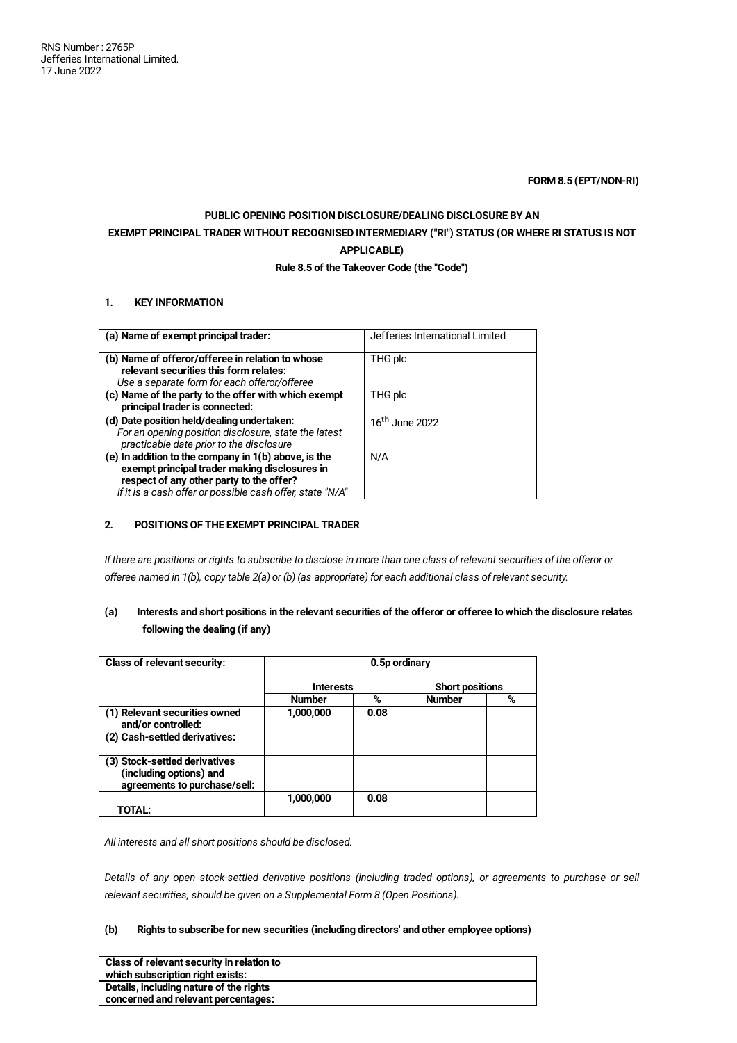RNS Number : 2765P
Jefferies International Limited.
17 June 2022

**FORM 8.5 (EPT/NON-RI)**

**PUBLIC OPENING POSITION DISCLOSURE/DEALING DISCLOSURE BY AN EXEMPT PRINCIPAL TRADER WITHOUT RECOGNISED INTERMEDIARY ("RI") STATUS (OR WHERE RI STATUS IS NOT APPLICABLE)**

**Rule 8.5 of the Takeover Code (the "Code")**

### 1. KEY INFORMATION

| | |
|---|---|
| **(a) Name of exempt principal trader:** | Jefferies International Limited |
| **(b) Name of offeror/offeree in relation to whose relevant securities this form relates:** *Use a separate form for each offeror/offeree* | THG plc |
| **(c) Name of the party to the offer with which exempt principal trader is connected:** | THG plc |
| **(d) Date position held/dealing undertaken:** *For an opening position disclosure, state the latest practicable date prior to the disclosure* | 16th June 2022 |
| **(e) In addition to the company in 1(b) above, is the exempt principal trader making disclosures in respect of any other party to the offer?** *If it is a cash offer or possible cash offer, state "N/A"* | N/A |

### 2. POSITIONS OF THE EXEMPT PRINCIPAL TRADER

*If there are positions or rights to subscribe to disclose in more than one class of relevant securities of the offeror or offeree named in 1(b), copy table 2(a) or (b) (as appropriate) for each additional class of relevant security.*

#### (a) Interests and short positions in the relevant securities of the offeror or offeree to which the disclosure relates following the dealing (if any)

| **Class of relevant security:** | **0.5p ordinary** | | | |
|---|---|---|---|---|
| | **Interests** | | **Short positions** | |
| | **Number** | **%** | **Number** | **%** |
| **(1) Relevant securities owned and/or controlled:** | **1,000,000** | **0.08** | | |
| **(2) Cash-settled derivatives:** | | | | |
| **(3) Stock-settled derivatives (including options) and agreements to purchase/sell:** | | | | |
| **TOTAL:** | **1,000,000** | **0.08** | | |

*All interests and all short positions should be disclosed.*

*Details of any open stock-settled derivative positions (including traded options), or agreements to purchase or sell relevant securities, should be given on a Supplemental Form 8 (Open Positions).*

#### (b) Rights to subscribe for new securities (including directors' and other employee options)

| | |
|---|---|
| **Class of relevant security in relation to which subscription right exists:** | |
| **Details, including nature of the rights concerned and relevant percentages:** | |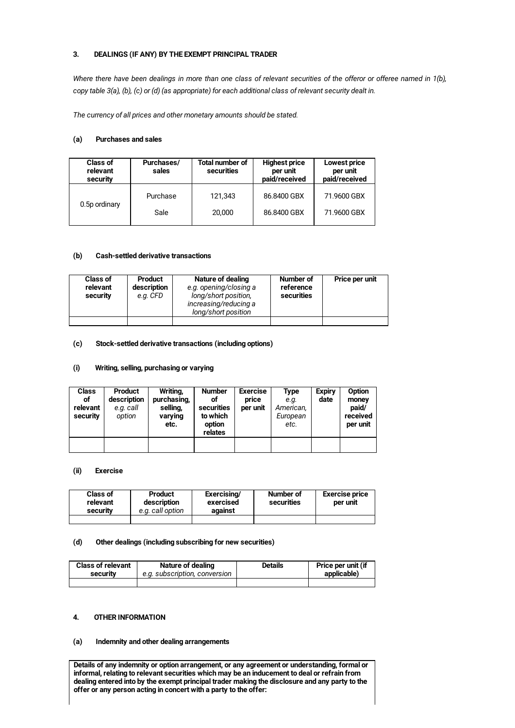### 3. DEALINGS (IF ANY) BY THE EXEMPT PRINCIPAL TRADER

*Where there have been dealings in more than one class of relevant securities of the offeror or offeree named in 1(b), copy table 3(a), (b), (c) or (d) (as appropriate) for each additional class of relevant security dealt in.*

*The currency of all prices and other monetary amounts should be stated.*

#### (a) Purchases and sales

| Class of relevant security | Purchases/ sales | Total number of securities | Highest price per unit paid/received | Lowest price per unit paid/received |
|---|---|---|---|---|
| 0.5p ordinary | Purchase | 121,343 | 86.8400 GBX | 71.9600 GBX |
| | Sale | 20,000 | 86.8400 GBX | 71.9600 GBX |

#### (b) Cash-settled derivative transactions

| Class of relevant security | Product description *e.g. CFD* | Nature of dealing *e.g. opening/closing a long/short position, increasing/reducing a long/short position* | Number of reference securities | Price per unit |
|---|---|---|---|---|
| | | | | |

#### (c) Stock-settled derivative transactions (including options)

#### (i) Writing, selling, purchasing or varying

| Class of relevant security | Product description *e.g. call option* | Writing, purchasing, selling, varying etc. | Number of securities to which option relates | Exercise price per unit | Type *e.g. American, European etc.* | Expiry date | Option money paid/ received per unit |
|---|---|---|---|---|---|---|---|
| | | | | | | | |

#### (ii) Exercise

| Class of relevant security | Product description *e.g. call option* | Exercising/ exercised against | Number of securities | Exercise price per unit |
|---|---|---|---|---|
| | | | | |

#### (d) Other dealings (including subscribing for new securities)

| Class of relevant security | Nature of dealing *e.g. subscription, conversion* | Details | Price per unit (if applicable) |
|---|---|---|---|
| | | | |

### 4. OTHER INFORMATION

#### (a) Indemnity and other dealing arrangements

**Details of any indemnity or option arrangement, or any agreement or understanding, formal or informal, relating to relevant securities which may be an inducement to deal or refrain from dealing entered into by the exempt principal trader making the disclosure and any party to the offer or any person acting in concert with a party to the offer:**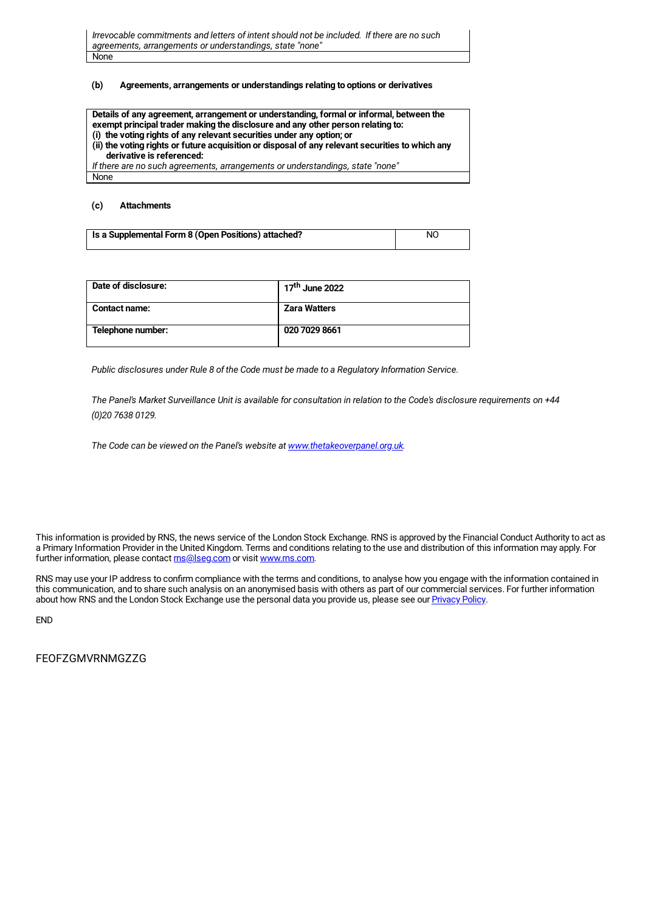| |
|---|
| *Irrevocable commitments and letters of intent should not be included. If there are no such agreements, arrangements or understandings, state "none"* |
| None |

**(b) Agreements, arrangements or understandings relating to options or derivatives**

| |
|---|
| **Details of any agreement, arrangement or understanding, formal or informal, between the exempt principal trader making the disclosure and any other person relating to:**<br>**(i) the voting rights of any relevant securities under any option; or**<br>**(ii) the voting rights or future acquisition or disposal of any relevant securities to which any derivative is referenced:**<br>*If there are no such agreements, arrangements or understandings, state "none"* |
| None |

**(c) Attachments**

| | |
|---|---|
| **Is a Supplemental Form 8 (Open Positions) attached?** | NO |

| | |
|---|---|
| **Date of disclosure:** | **17th June 2022** |
| **Contact name:** | **Zara Watters** |
| **Telephone number:** | **020 7029 8661** |

*Public disclosures under Rule 8 of the Code must be made to a Regulatory Information Service.*

*The Panel's Market Surveillance Unit is available for consultation in relation to the Code's disclosure requirements on +44 (0)20 7638 0129.*

*The Code can be viewed on the Panel's website at www.thetakeoverpanel.org.uk.*

This information is provided by RNS, the news service of the London Stock Exchange. RNS is approved by the Financial Conduct Authority to act as a Primary Information Provider in the United Kingdom. Terms and conditions relating to the use and distribution of this information may apply. For further information, please contact rns@lseg.com or visit www.rns.com.

RNS may use your IP address to confirm compliance with the terms and conditions, to analyse how you engage with the information contained in this communication, and to share such analysis on an anonymised basis with others as part of our commercial services. For further information about how RNS and the London Stock Exchange use the personal data you provide us, please see our Privacy Policy.

END

FEOFZGMVRNMGZZG